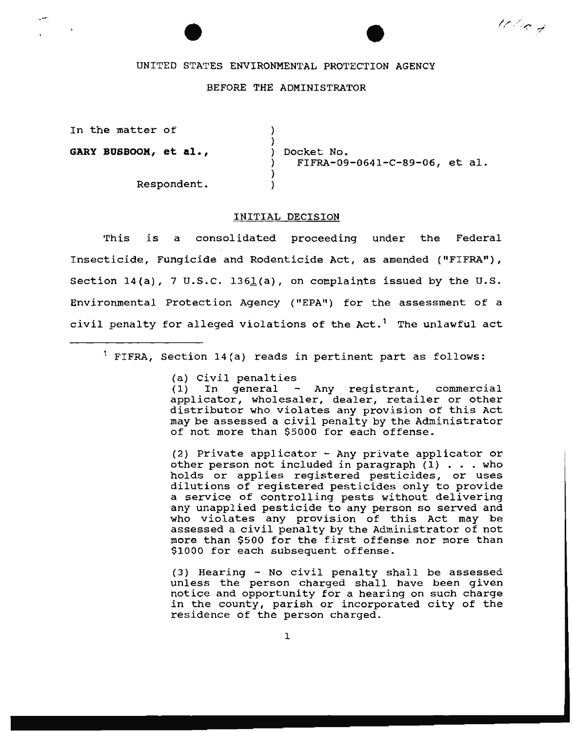UNITED STATES ENVIRONMENTAL PROTECTION AGENCY

BEFORE THE ADMINISTRATOR

In the matter of

**GARY BUSBOOM, et al.,**

Respondent.

Docket No. FIFRA-09-0641-C-89-06, et al.

## INITIAL DECISION

This is a consolidated proceeding under the Federal Insecticide, Fungicide and Rodenticide Act, as amended ("FIFRA"), Section 14(a), 7 U.S.C. 136l(a), on complaints issued by the U.S. Environmental Protection Agency ("EPA") for the assessment of a civil penalty for alleged violations of the Act.[1] The unlawful act

---

[1] FIFRA, Section 14(a) reads in pertinent part as follows:

> (a) Civil penalties
>
> (1) In general - Any registrant, commercial applicator, wholesaler, dealer, retailer or other distributor who violates any provision of this Act may be assessed a civil penalty by the Administrator of not more than $5000 for each offense.
>
> (2) Private applicator - Any private applicator or other person not included in paragraph (1) . . . who holds or applies registered pesticides, or uses dilutions of registered pesticides only to provide a service of controlling pests without delivering any unapplied pesticide to any person so served and who violates any provision of this Act may be assessed a civil penalty by the Administrator of not more than $500 for the first offense nor more than $1000 for each subsequent offense.
>
> (3) Hearing - No civil penalty shall be assessed unless the person charged shall have been given notice and opportunity for a hearing on such charge in the county, parish or incorporated city of the residence of the person charged.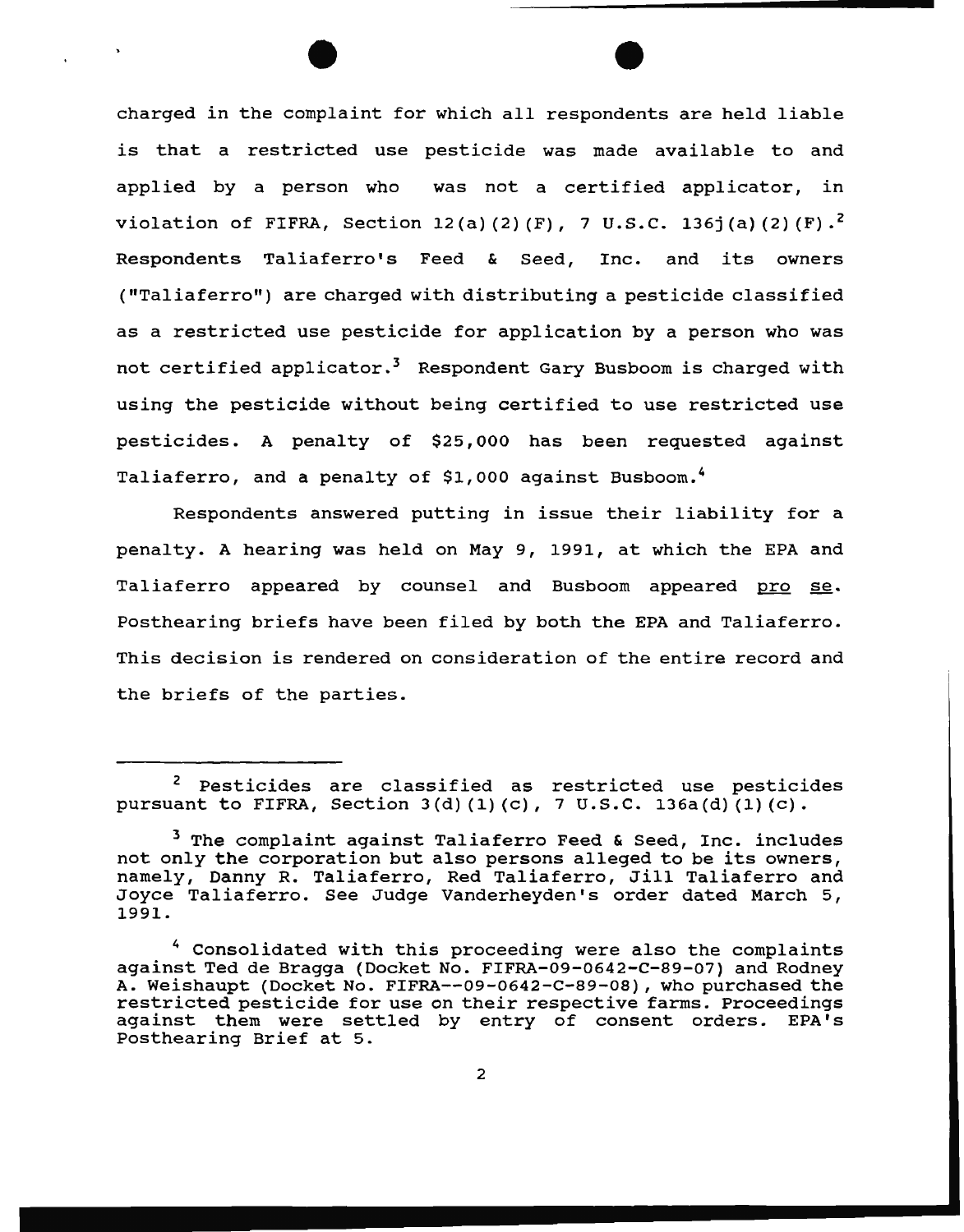charged in the complaint for which all respondents are held liable is that a restricted use pesticide was made available to and applied by a person who was not a certified applicator, in violation of FIFRA, Section 12(a)(2)(F), 7 U.S.C. 136j(a)(2)(F).[2] Respondents Taliaferro's Feed & Seed, Inc. and its owners ("Taliaferro") are charged with distributing a pesticide classified as a restricted use pesticide for application by a person who was not certified applicator.[3] Respondent Gary Busboom is charged with using the pesticide without being certified to use restricted use pesticides. A penalty of $25,000 has been requested against Taliaferro, and a penalty of $1,000 against Busboom.[4]

Respondents answered putting in issue their liability for a penalty. A hearing was held on May 9, 1991, at which the EPA and Taliaferro appeared by counsel and Busboom appeared pro se. Posthearing briefs have been filed by both the EPA and Taliaferro. This decision is rendered on consideration of the entire record and the briefs of the parties.

---

[2] Pesticides are classified as restricted use pesticides pursuant to FIFRA, Section 3(d)(1)(c), 7 U.S.C. 136a(d)(1)(c).

[3] The complaint against Taliaferro Feed & Seed, Inc. includes not only the corporation but also persons alleged to be its owners, namely, Danny R. Taliaferro, Red Taliaferro, Jill Taliaferro and Joyce Taliaferro. See Judge Vanderheyden's order dated March 5, 1991.

[4] Consolidated with this proceeding were also the complaints against Ted de Bragga (Docket No. FIFRA-09-0642-C-89-07) and Rodney A. Weishaupt (Docket No. FIFRA--09-0642-C-89-08), who purchased the restricted pesticide for use on their respective farms. Proceedings against them were settled by entry of consent orders. EPA's Posthearing Brief at 5.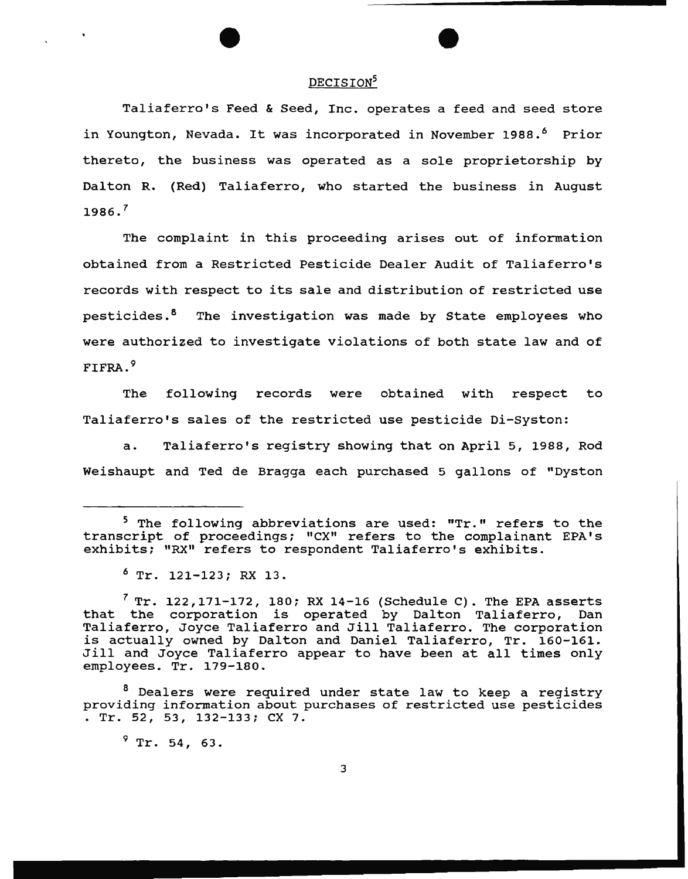## DECISION[5]

Taliaferro's Feed & Seed, Inc. operates a feed and seed store in Youngton, Nevada. It was incorporated in November 1988.[6] Prior thereto, the business was operated as a sole proprietorship by Dalton R. (Red) Taliaferro, who started the business in August 1986.[7]

The complaint in this proceeding arises out of information obtained from a Restricted Pesticide Dealer Audit of Taliaferro's records with respect to its sale and distribution of restricted use pesticides.[8] The investigation was made by State employees who were authorized to investigate violations of both state law and of FIFRA.[9]

The following records were obtained with respect to Taliaferro's sales of the restricted use pesticide Di-Syston:

a. Taliaferro's registry showing that on April 5, 1988, Rod Weishaupt and Ted de Bragga each purchased 5 gallons of "Dyston

---

[5] The following abbreviations are used: "Tr." refers to the transcript of proceedings; "CX" refers to the complainant EPA's exhibits; "RX" refers to respondent Taliaferro's exhibits.

[6] Tr. 121-123; RX 13.

[7] Tr. 122,171-172, 180; RX 14-16 (Schedule C). The EPA asserts that the corporation is operated by Dalton Taliaferro, Dan Taliaferro, Joyce Taliaferro and Jill Taliaferro. The corporation is actually owned by Dalton and Daniel Taliaferro, Tr. 160-161. Jill and Joyce Taliaferro appear to have been at all times only employees. Tr. 179-180.

[8] Dealers were required under state law to keep a registry providing information about purchases of restricted use pesticides . Tr. 52, 53, 132-133; CX 7.

[9] Tr. 54, 63.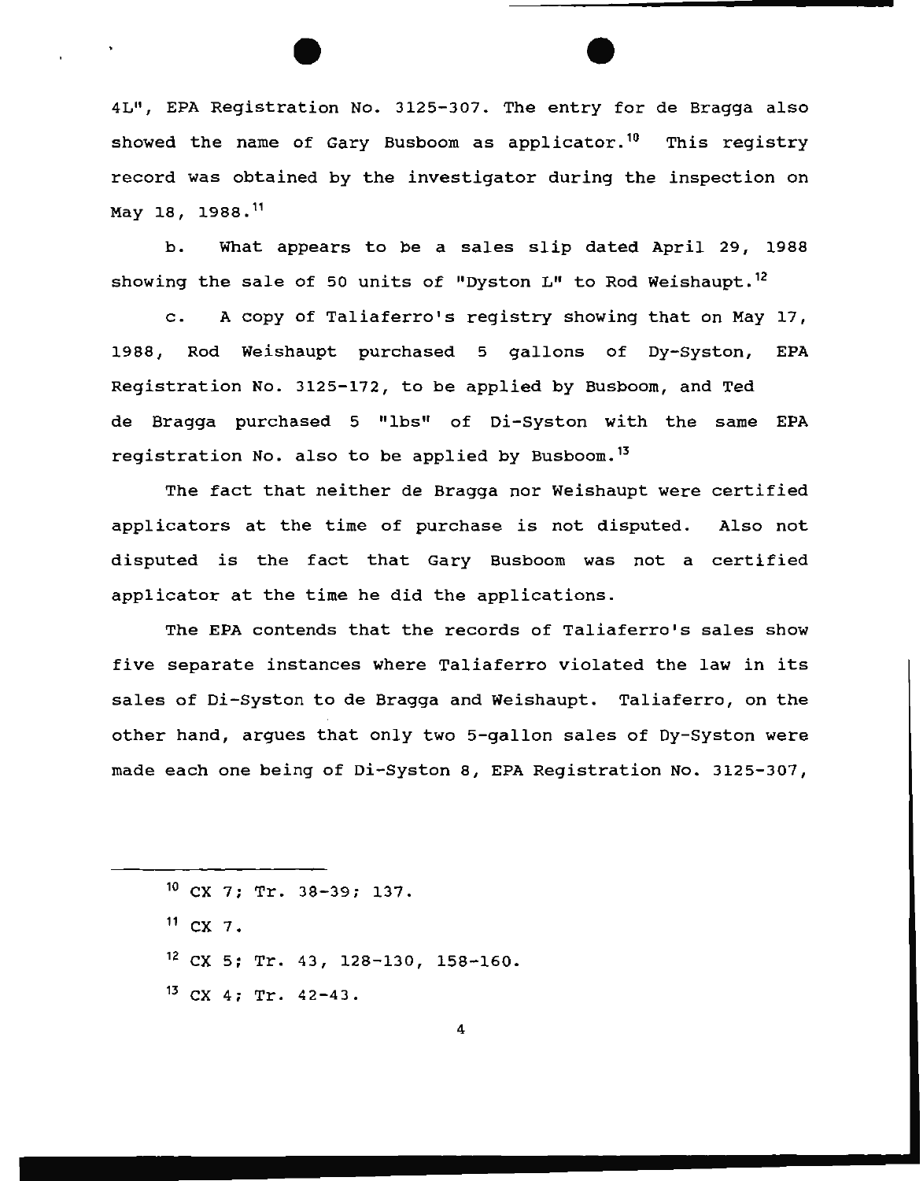4L", EPA Registration No. 3125-307. The entry for de Bragga also showed the name of Gary Busboom as applicator.[10] This registry record was obtained by the investigator during the inspection on May 18, 1988.[11]

b. What appears to be a sales slip dated April 29, 1988 showing the sale of 50 units of "Dyston L" to Rod Weishaupt.[12]

c. A copy of Taliaferro's registry showing that on May 17, 1988, Rod Weishaupt purchased 5 gallons of Dy-Syston, EPA Registration No. 3125-172, to be applied by Busboom, and Ted de Bragga purchased 5 "lbs" of Di-Syston with the same EPA registration No. also to be applied by Busboom.[13]

The fact that neither de Bragga nor Weishaupt were certified applicators at the time of purchase is not disputed. Also not disputed is the fact that Gary Busboom was not a certified applicator at the time he did the applications.

The EPA contends that the records of Taliaferro's sales show five separate instances where Taliaferro violated the law in its sales of Di-Syston to de Bragga and Weishaupt. Taliaferro, on the other hand, argues that only two 5-gallon sales of Dy-Syston were made each one being of Di-Syston 8, EPA Registration No. 3125-307,

---

[10] CX 7; Tr. 38-39; 137.

[11] CX 7.

[12] CX 5; Tr. 43, 128-130, 158-160.

[13] CX 4; Tr. 42-43.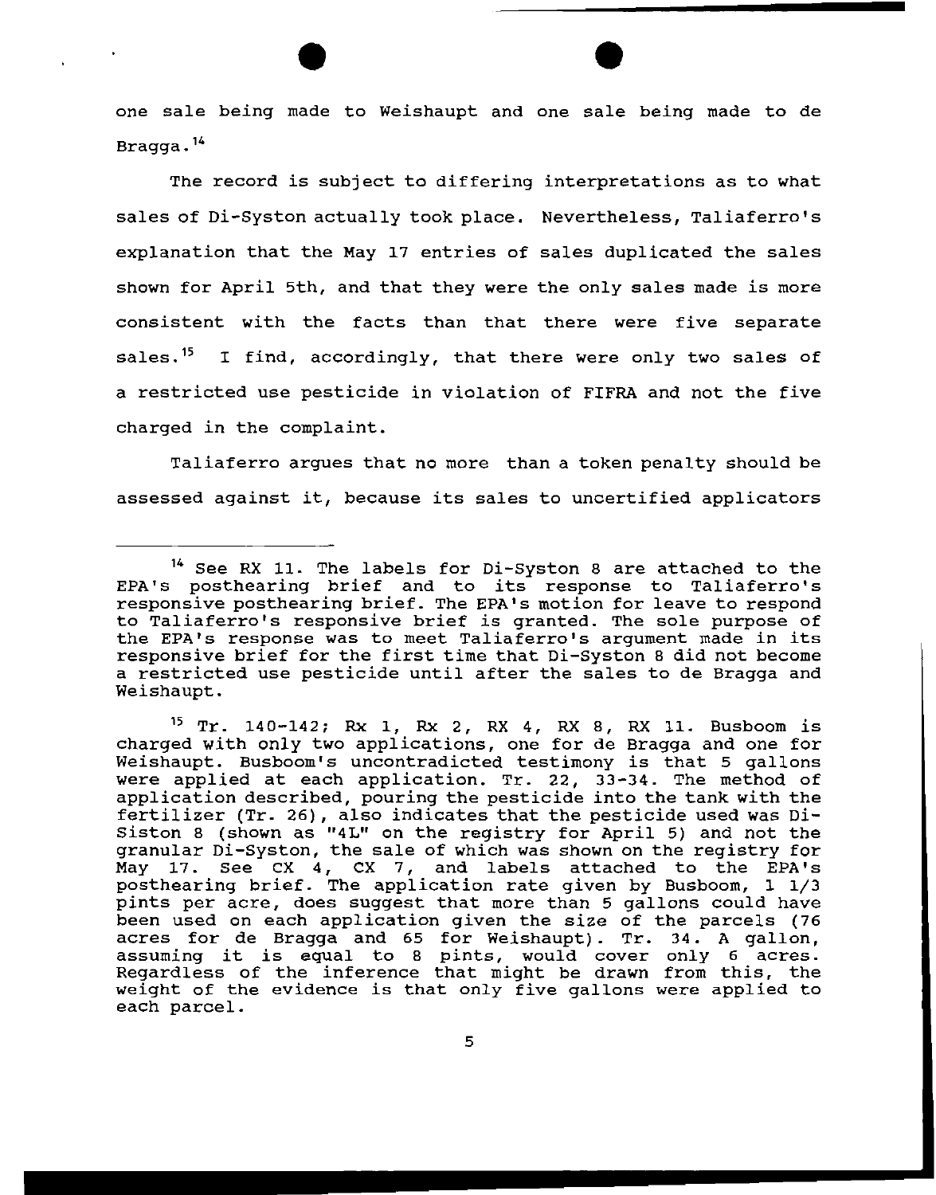one sale being made to Weishaupt and one sale being made to de Bragga.[14]

The record is subject to differing interpretations as to what sales of Di-Syston actually took place. Nevertheless, Taliaferro's explanation that the May 17 entries of sales duplicated the sales shown for April 5th, and that they were the only sales made is more consistent with the facts than that there were five separate sales.[15] I find, accordingly, that there were only two sales of a restricted use pesticide in violation of FIFRA and not the five charged in the complaint.

Taliaferro argues that no more than a token penalty should be assessed against it, because its sales to uncertified applicators

---

[14] See RX 11. The labels for Di-Syston 8 are attached to the EPA's posthearing brief and to its response to Taliaferro's responsive posthearing brief. The EPA's motion for leave to respond to Taliaferro's responsive brief is granted. The sole purpose of the EPA's response was to meet Taliaferro's argument made in its responsive brief for the first time that Di-Syston 8 did not become a restricted use pesticide until after the sales to de Bragga and Weishaupt.

[15] Tr. 140-142; Rx 1, Rx 2, RX 4, RX 8, RX 11. Busboom is charged with only two applications, one for de Bragga and one for Weishaupt. Busboom's uncontradicted testimony is that 5 gallons were applied at each application. Tr. 22, 33-34. The method of application described, pouring the pesticide into the tank with the fertilizer (Tr. 26), also indicates that the pesticide used was Di-Siston 8 (shown as "4L" on the registry for April 5) and not the granular Di-Syston, the sale of which was shown on the registry for May 17. See CX 4, CX 7, and labels attached to the EPA's posthearing brief. The application rate given by Busboom, 1 1/3 pints per acre, does suggest that more than 5 gallons could have been used on each application given the size of the parcels (76 acres for de Bragga and 65 for Weishaupt). Tr. 34. A gallon, assuming it is equal to 8 pints, would cover only 6 acres. Regardless of the inference that might be drawn from this, the weight of the evidence is that only five gallons were applied to each parcel.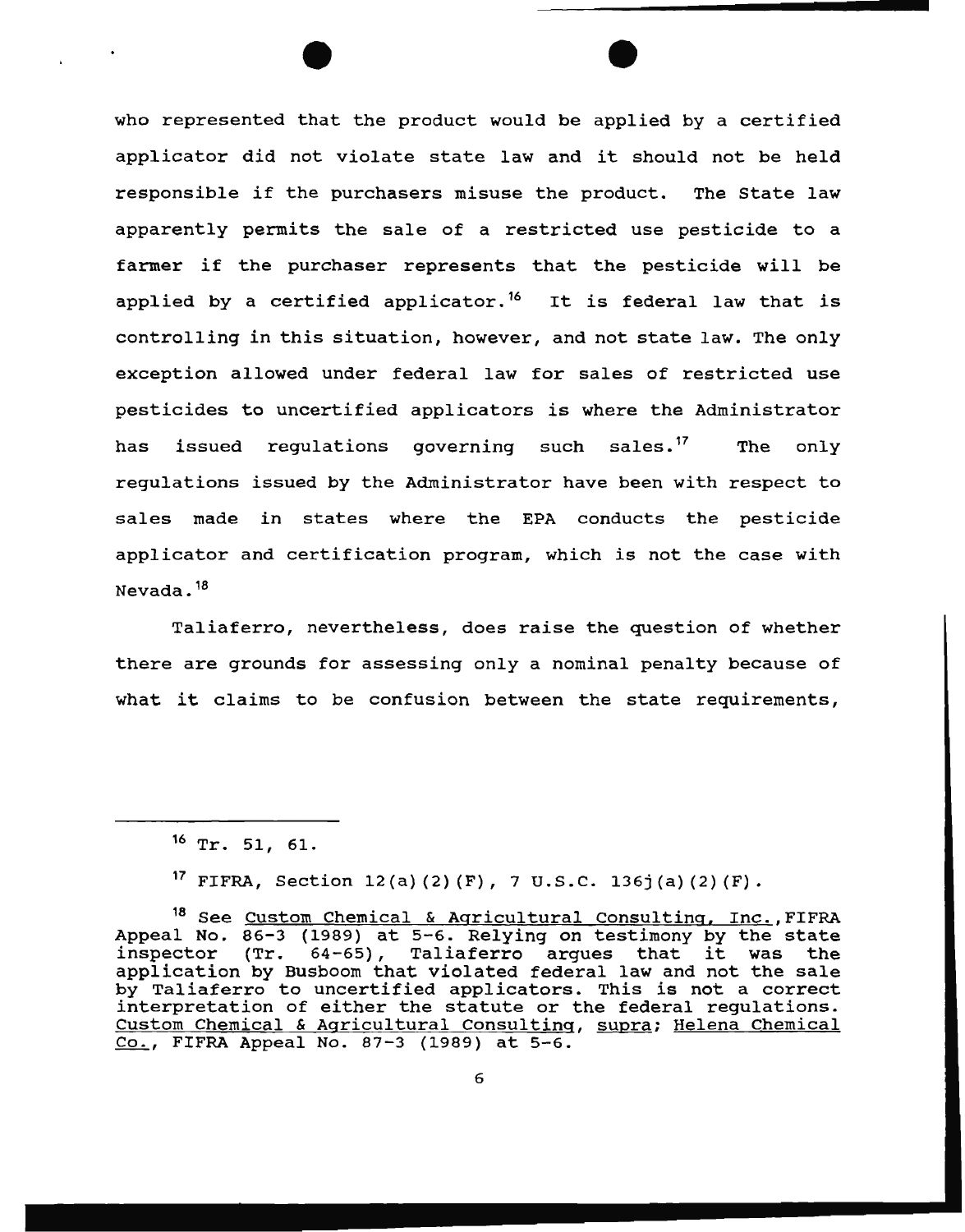who represented that the product would be applied by a certified applicator did not violate state law and it should not be held responsible if the purchasers misuse the product. The State law apparently permits the sale of a restricted use pesticide to a farmer if the purchaser represents that the pesticide will be applied by a certified applicator.[16] It is federal law that is controlling in this situation, however, and not state law. The only exception allowed under federal law for sales of restricted use pesticides to uncertified applicators is where the Administrator has issued regulations governing such sales.[17] The only regulations issued by the Administrator have been with respect to sales made in states where the EPA conducts the pesticide applicator and certification program, which is not the case with Nevada.[18]

Taliaferro, nevertheless, does raise the question of whether there are grounds for assessing only a nominal penalty because of what it claims to be confusion between the state requirements,

---

[16] Tr. 51, 61.

[17] FIFRA, Section 12(a)(2)(F), 7 U.S.C. 136j(a)(2)(F).

[18] See Custom Chemical & Agricultural Consulting, Inc., FIFRA Appeal No. 86-3 (1989) at 5-6. Relying on testimony by the state inspector (Tr. 64-65), Taliaferro argues that it was the application by Busboom that violated federal law and not the sale by Taliaferro to uncertified applicators. This is not a correct interpretation of either the statute or the federal regulations. Custom Chemical & Agricultural Consulting, supra; Helena Chemical Co., FIFRA Appeal No. 87-3 (1989) at 5-6.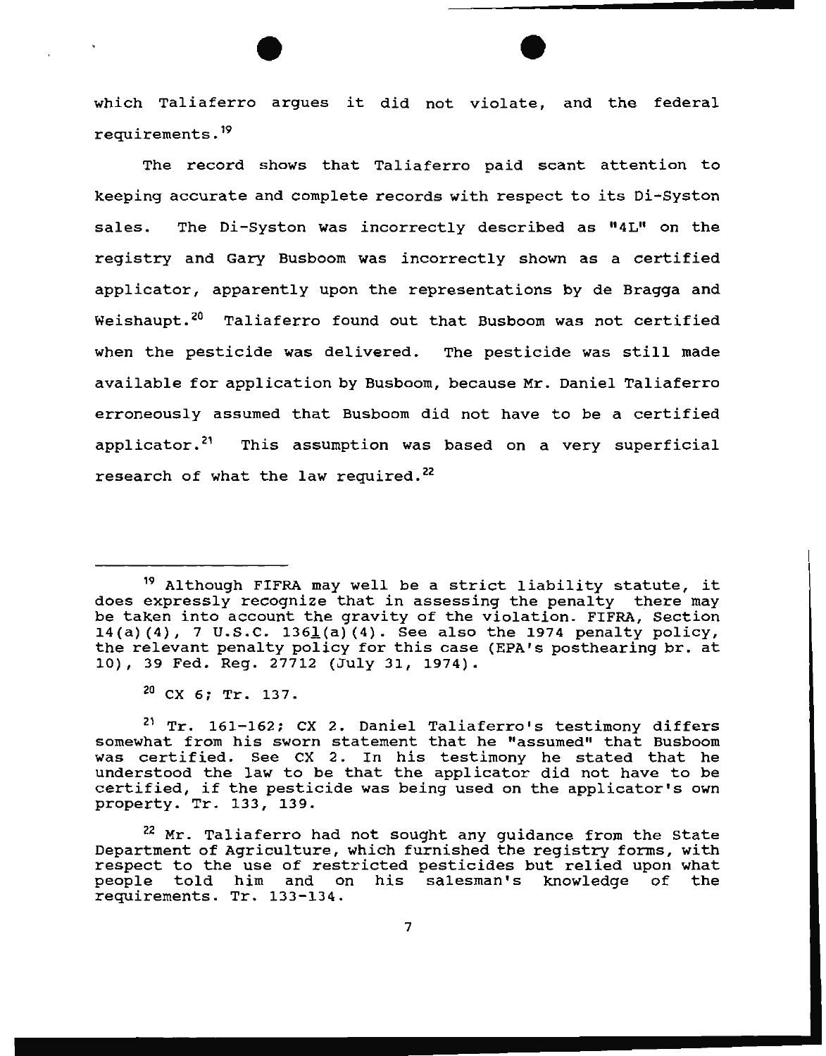which Taliaferro argues it did not violate, and the federal requirements.[19]

The record shows that Taliaferro paid scant attention to keeping accurate and complete records with respect to its Di-Syston sales. The Di-Syston was incorrectly described as "4L" on the registry and Gary Busboom was incorrectly shown as a certified applicator, apparently upon the representations by de Bragga and Weishaupt.[20] Taliaferro found out that Busboom was not certified when the pesticide was delivered. The pesticide was still made available for application by Busboom, because Mr. Daniel Taliaferro erroneously assumed that Busboom did not have to be a certified applicator.[21] This assumption was based on a very superficial research of what the law required.[22]

---

[19] Although FIFRA may well be a strict liability statute, it does expressly recognize that in assessing the penalty there may be taken into account the gravity of the violation. FIFRA, Section 14(a)(4), 7 U.S.C. 136l(a)(4). See also the 1974 penalty policy, the relevant penalty policy for this case (EPA's posthearing br. at 10), 39 Fed. Reg. 27712 (July 31, 1974).

[20] CX 6; Tr. 137.

[21] Tr. 161-162; CX 2. Daniel Taliaferro's testimony differs somewhat from his sworn statement that he "assumed" that Busboom was certified. See CX 2. In his testimony he stated that he understood the law to be that the applicator did not have to be certified, if the pesticide was being used on the applicator's own property. Tr. 133, 139.

[22] Mr. Taliaferro had not sought any guidance from the State Department of Agriculture, which furnished the registry forms, with respect to the use of restricted pesticides but relied upon what people told him and on his salesman's knowledge of the requirements. Tr. 133-134.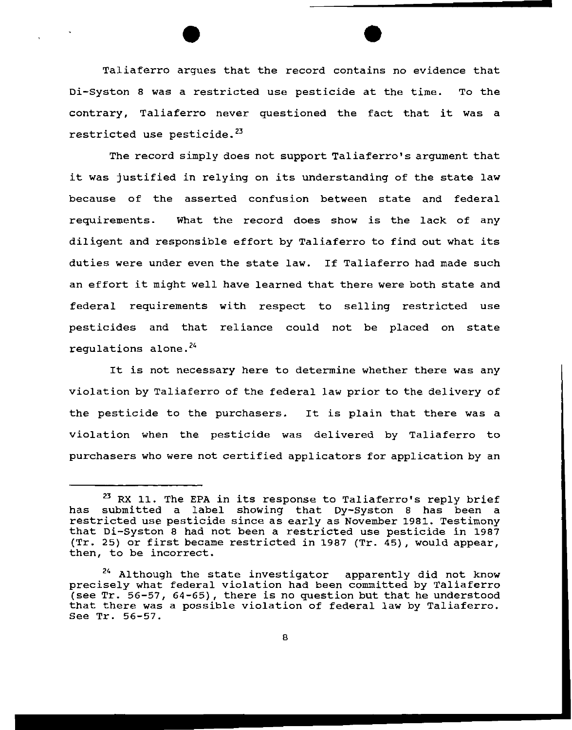Taliaferro argues that the record contains no evidence that Di-Syston 8 was a restricted use pesticide at the time. To the contrary, Taliaferro never questioned the fact that it was a restricted use pesticide.[23]

The record simply does not support Taliaferro's argument that it was justified in relying on its understanding of the state law because of the asserted confusion between state and federal requirements. What the record does show is the lack of any diligent and responsible effort by Taliaferro to find out what its duties were under even the state law. If Taliaferro had made such an effort it might well have learned that there were both state and federal requirements with respect to selling restricted use pesticides and that reliance could not be placed on state regulations alone.[24]

It is not necessary here to determine whether there was any violation by Taliaferro of the federal law prior to the delivery of the pesticide to the purchasers. It is plain that there was a violation when the pesticide was delivered by Taliaferro to purchasers who were not certified applicators for application by an

---

[23] RX 11. The EPA in its response to Taliaferro's reply brief has submitted a label showing that Dy-Syston 8 has been a restricted use pesticide since as early as November 1981. Testimony that Di-Syston 8 had not been a restricted use pesticide in 1987 (Tr. 25) or first became restricted in 1987 (Tr. 45), would appear, then, to be incorrect.

[24] Although the state investigator apparently did not know precisely what federal violation had been committed by Taliaferro (see Tr. 56-57, 64-65), there is no question but that he understood that there was a possible violation of federal law by Taliaferro. See Tr. 56-57.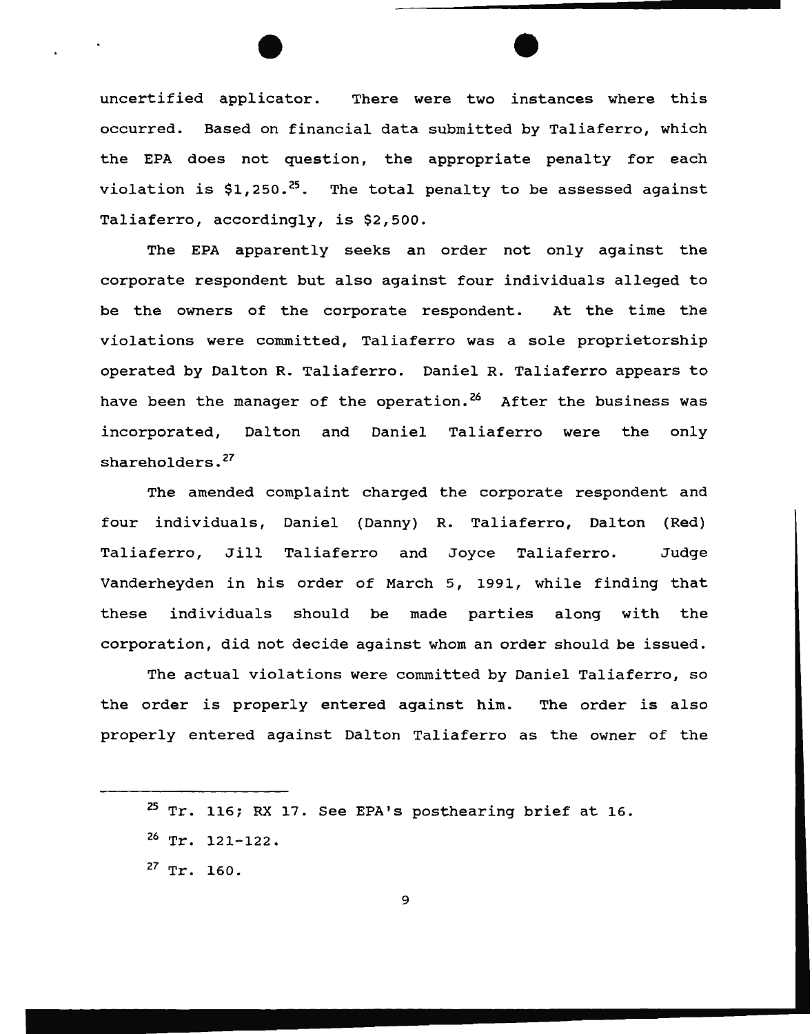uncertified applicator. There were two instances where this occurred. Based on financial data submitted by Taliaferro, which the EPA does not question, the appropriate penalty for each violation is $1,250.[25]. The total penalty to be assessed against Taliaferro, accordingly, is $2,500.

The EPA apparently seeks an order not only against the corporate respondent but also against four individuals alleged to be the owners of the corporate respondent. At the time the violations were committed, Taliaferro was a sole proprietorship operated by Dalton R. Taliaferro. Daniel R. Taliaferro appears to have been the manager of the operation.[26] After the business was incorporated, Dalton and Daniel Taliaferro were the only shareholders.[27]

The amended complaint charged the corporate respondent and four individuals, Daniel (Danny) R. Taliaferro, Dalton (Red) Taliaferro, Jill Taliaferro and Joyce Taliaferro. Judge Vanderheyden in his order of March 5, 1991, while finding that these individuals should be made parties along with the corporation, did not decide against whom an order should be issued.

The actual violations were committed by Daniel Taliaferro, so the order is properly entered against him. The order is also properly entered against Dalton Taliaferro as the owner of the

---

[25] Tr. 116; RX 17. See EPA's posthearing brief at 16.

[26] Tr. 121-122.

[27] Tr. 160.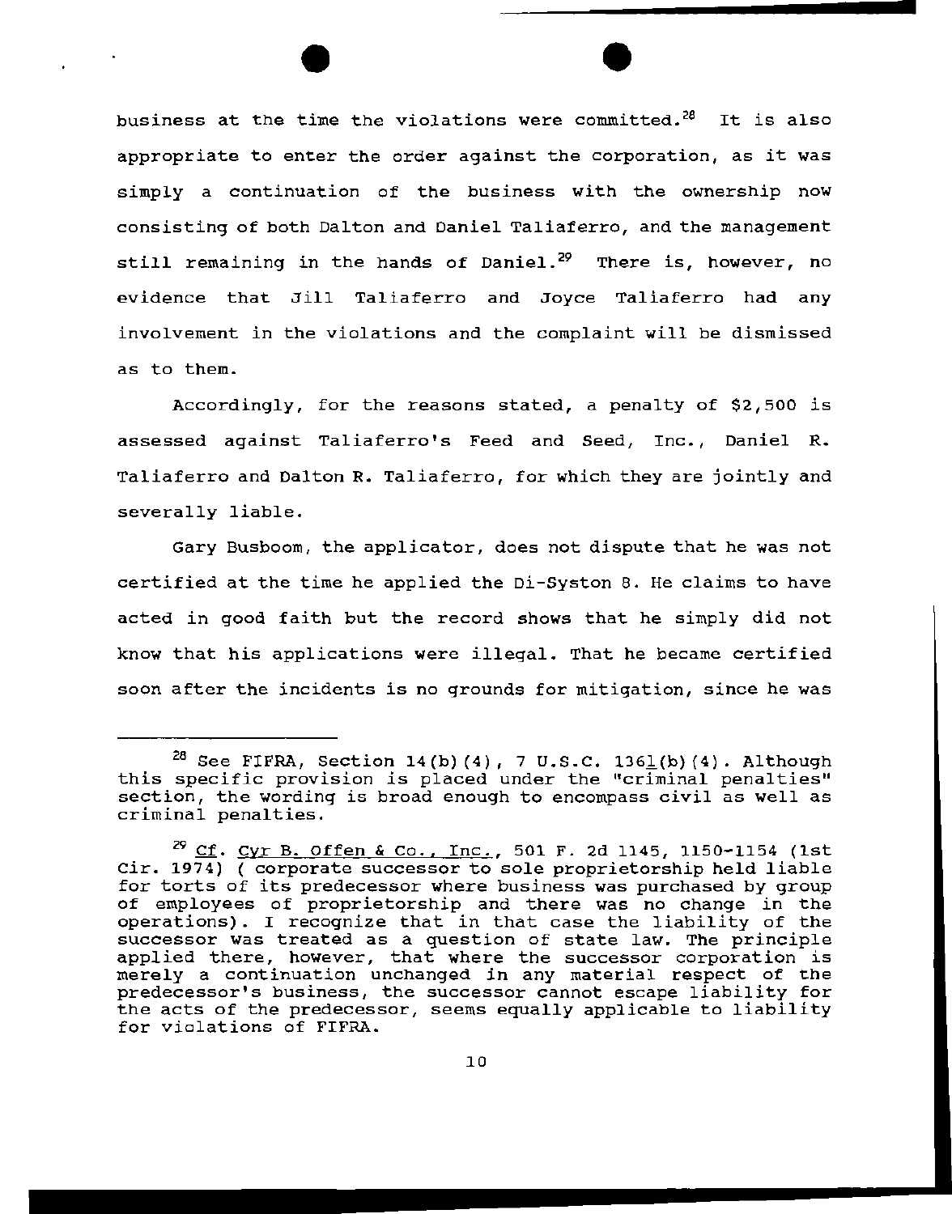business at the time the violations were committed.[28] It is also appropriate to enter the order against the corporation, as it was simply a continuation of the business with the ownership now consisting of both Dalton and Daniel Taliaferro, and the management still remaining in the hands of Daniel.[29] There is, however, no evidence that Jill Taliaferro and Joyce Taliaferro had any involvement in the violations and the complaint will be dismissed as to them.

Accordingly, for the reasons stated, a penalty of $2,500 is assessed against Taliaferro's Feed and Seed, Inc., Daniel R. Taliaferro and Dalton R. Taliaferro, for which they are jointly and severally liable.

Gary Busboom, the applicator, does not dispute that he was not certified at the time he applied the Di-Syston 8. He claims to have acted in good faith but the record shows that he simply did not know that his applications were illegal. That he became certified soon after the incidents is no grounds for mitigation, since he was

---

[28] See FIFRA, Section 14(b)(4), 7 U.S.C. 136l(b)(4). Although this specific provision is placed under the "criminal penalties" section, the wording is broad enough to encompass civil as well as criminal penalties.

[29] Cf. Cyr B. Offen & Co., Inc., 501 F. 2d 1145, 1150-1154 (1st Cir. 1974) ( corporate successor to sole proprietorship held liable for torts of its predecessor where business was purchased by group of employees of proprietorship and there was no change in the operations). I recognize that in that case the liability of the successor was treated as a question of state law. The principle applied there, however, that where the successor corporation is merely a continuation unchanged in any material respect of the predecessor's business, the successor cannot escape liability for the acts of the predecessor, seems equally applicable to liability for violations of FIFRA.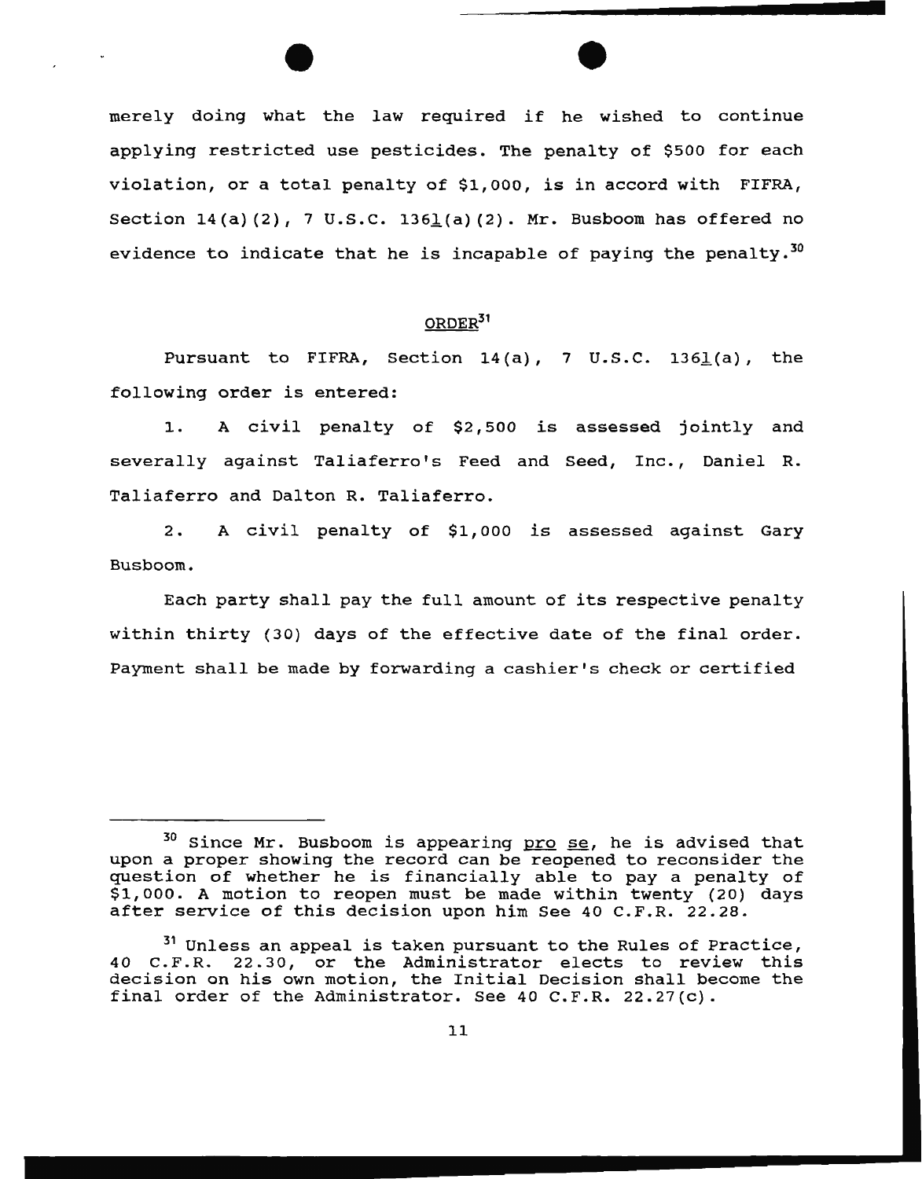merely doing what the law required if he wished to continue applying restricted use pesticides. The penalty of $500 for each violation, or a total penalty of $1,000, is in accord with FIFRA, Section 14(a)(2), 7 U.S.C. 136l(a)(2). Mr. Busboom has offered no evidence to indicate that he is incapable of paying the penalty.[30]

## ORDER[31]

Pursuant to FIFRA, Section 14(a), 7 U.S.C. 136l(a), the following order is entered:

1. A civil penalty of $2,500 is assessed jointly and severally against Taliaferro's Feed and Seed, Inc., Daniel R. Taliaferro and Dalton R. Taliaferro.

2. A civil penalty of $1,000 is assessed against Gary Busboom.

Each party shall pay the full amount of its respective penalty within thirty (30) days of the effective date of the final order. Payment shall be made by forwarding a cashier's check or certified

---

[30] Since Mr. Busboom is appearing *pro se*, he is advised that upon a proper showing the record can be reopened to reconsider the question of whether he is financially able to pay a penalty of $1,000. A motion to reopen must be made within twenty (20) days after service of this decision upon him See 40 C.F.R. 22.28.

[31] Unless an appeal is taken pursuant to the Rules of Practice, 40 C.F.R. 22.30, or the Administrator elects to review this decision on his own motion, the Initial Decision shall become the final order of the Administrator. See 40 C.F.R. 22.27(c).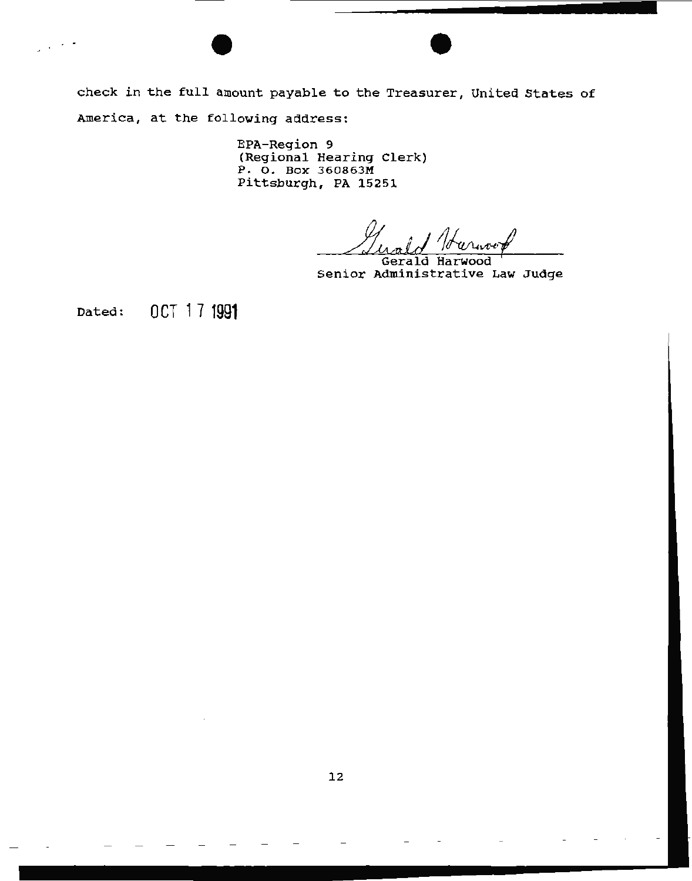check in the full amount payable to the Treasurer, United States of America, at the following address:

EPA-Region 9
(Regional Hearing Clerk)
P. O. Box 360863M
Pittsburgh, PA 15251

Gerald Harwood
Senior Administrative Law Judge

Dated: OCT 17 1991